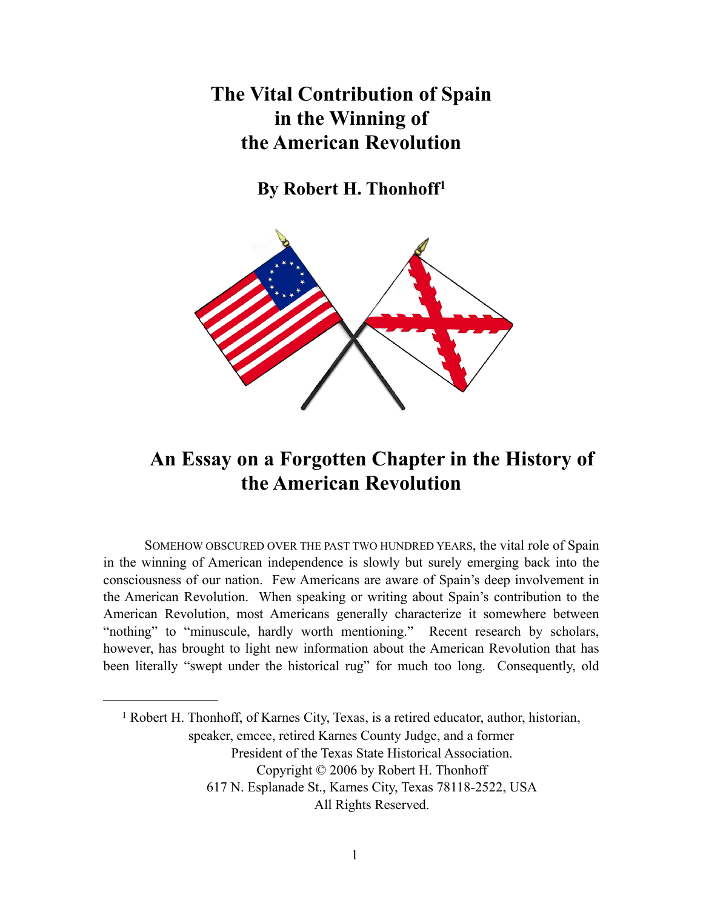# The Vital Contribution of Spain in the Winning of the American Revolution

## By Robert H. Thonhoff[1]

## An Essay on a Forgotten Chapter in the History of the American Revolution

SOMEHOW OBSCURED OVER THE PAST TWO HUNDRED YEARS, the vital role of Spain in the winning of American independence is slowly but surely emerging back into the consciousness of our nation. Few Americans are aware of Spain's deep involvement in the American Revolution. When speaking or writing about Spain's contribution to the American Revolution, most Americans generally characterize it somewhere between "nothing" to "minuscule, hardly worth mentioning." Recent research by scholars, however, has brought to light new information about the American Revolution that has been literally "swept under the historical rug" for much too long. Consequently, old

---

[1] Robert H. Thonhoff, of Karnes City, Texas, is a retired educator, author, historian, speaker, emcee, retired Karnes County Judge, and a former President of the Texas State Historical Association.
Copyright © 2006 by Robert H. Thonhoff
617 N. Esplanade St., Karnes City, Texas 78118-2522, USA
All Rights Reserved.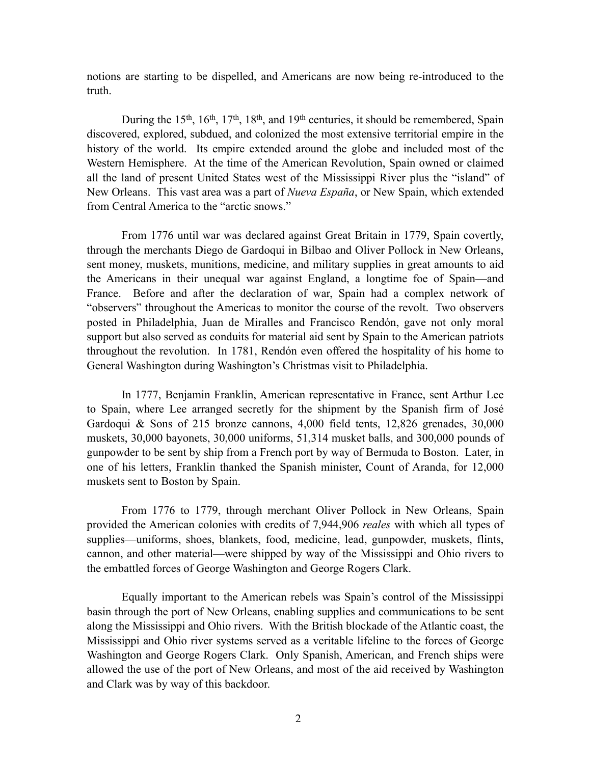notions are starting to be dispelled, and Americans are now being re-introduced to the truth.

During the 15th, 16th, 17th, 18th, and 19th centuries, it should be remembered, Spain discovered, explored, subdued, and colonized the most extensive territorial empire in the history of the world. Its empire extended around the globe and included most of the Western Hemisphere. At the time of the American Revolution, Spain owned or claimed all the land of present United States west of the Mississippi River plus the "island" of New Orleans. This vast area was a part of *Nueva España*, or New Spain, which extended from Central America to the "arctic snows."

From 1776 until war was declared against Great Britain in 1779, Spain covertly, through the merchants Diego de Gardoqui in Bilbao and Oliver Pollock in New Orleans, sent money, muskets, munitions, medicine, and military supplies in great amounts to aid the Americans in their unequal war against England, a longtime foe of Spain—and France. Before and after the declaration of war, Spain had a complex network of "observers" throughout the Americas to monitor the course of the revolt. Two observers posted in Philadelphia, Juan de Miralles and Francisco Rendón, gave not only moral support but also served as conduits for material aid sent by Spain to the American patriots throughout the revolution. In 1781, Rendón even offered the hospitality of his home to General Washington during Washington's Christmas visit to Philadelphia.

In 1777, Benjamin Franklin, American representative in France, sent Arthur Lee to Spain, where Lee arranged secretly for the shipment by the Spanish firm of José Gardoqui & Sons of 215 bronze cannons, 4,000 field tents, 12,826 grenades, 30,000 muskets, 30,000 bayonets, 30,000 uniforms, 51,314 musket balls, and 300,000 pounds of gunpowder to be sent by ship from a French port by way of Bermuda to Boston. Later, in one of his letters, Franklin thanked the Spanish minister, Count of Aranda, for 12,000 muskets sent to Boston by Spain.

From 1776 to 1779, through merchant Oliver Pollock in New Orleans, Spain provided the American colonies with credits of 7,944,906 *reales* with which all types of supplies—uniforms, shoes, blankets, food, medicine, lead, gunpowder, muskets, flints, cannon, and other material—were shipped by way of the Mississippi and Ohio rivers to the embattled forces of George Washington and George Rogers Clark.

Equally important to the American rebels was Spain's control of the Mississippi basin through the port of New Orleans, enabling supplies and communications to be sent along the Mississippi and Ohio rivers. With the British blockade of the Atlantic coast, the Mississippi and Ohio river systems served as a veritable lifeline to the forces of George Washington and George Rogers Clark. Only Spanish, American, and French ships were allowed the use of the port of New Orleans, and most of the aid received by Washington and Clark was by way of this backdoor.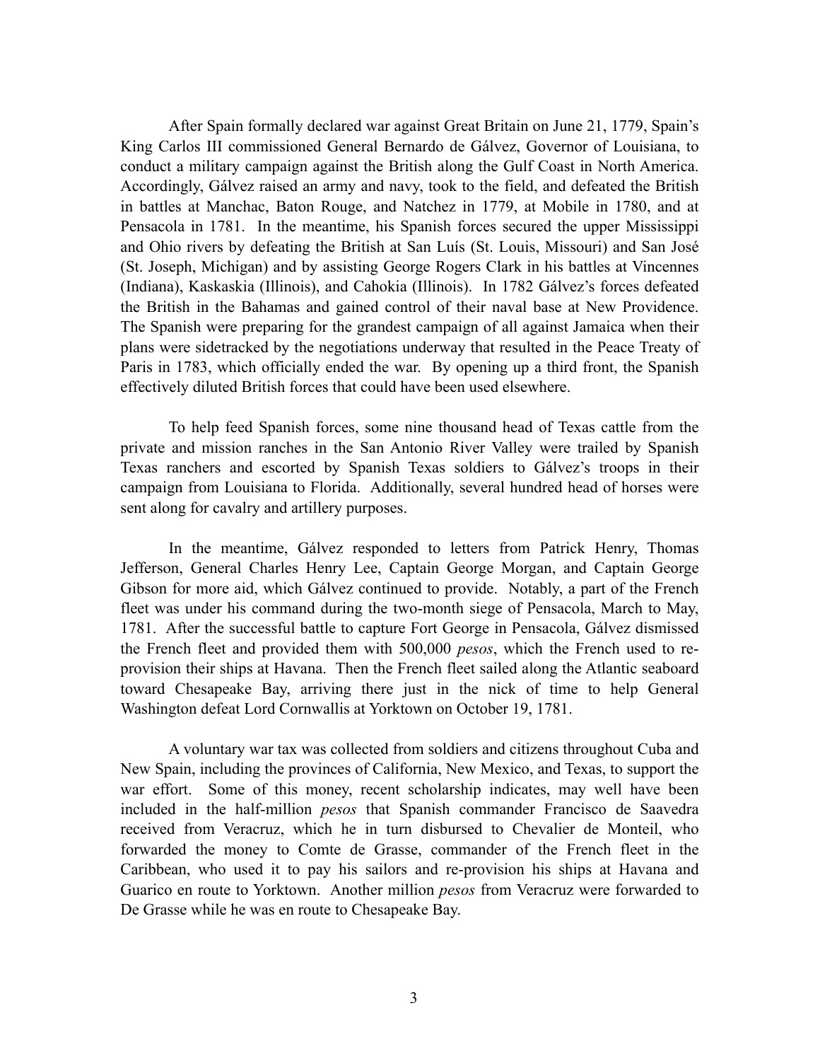After Spain formally declared war against Great Britain on June 21, 1779, Spain's King Carlos III commissioned General Bernardo de Gálvez, Governor of Louisiana, to conduct a military campaign against the British along the Gulf Coast in North America. Accordingly, Gálvez raised an army and navy, took to the field, and defeated the British in battles at Manchac, Baton Rouge, and Natchez in 1779, at Mobile in 1780, and at Pensacola in 1781. In the meantime, his Spanish forces secured the upper Mississippi and Ohio rivers by defeating the British at San Luís (St. Louis, Missouri) and San José (St. Joseph, Michigan) and by assisting George Rogers Clark in his battles at Vincennes (Indiana), Kaskaskia (Illinois), and Cahokia (Illinois). In 1782 Gálvez's forces defeated the British in the Bahamas and gained control of their naval base at New Providence. The Spanish were preparing for the grandest campaign of all against Jamaica when their plans were sidetracked by the negotiations underway that resulted in the Peace Treaty of Paris in 1783, which officially ended the war. By opening up a third front, the Spanish effectively diluted British forces that could have been used elsewhere.

To help feed Spanish forces, some nine thousand head of Texas cattle from the private and mission ranches in the San Antonio River Valley were trailed by Spanish Texas ranchers and escorted by Spanish Texas soldiers to Gálvez's troops in their campaign from Louisiana to Florida. Additionally, several hundred head of horses were sent along for cavalry and artillery purposes.

In the meantime, Gálvez responded to letters from Patrick Henry, Thomas Jefferson, General Charles Henry Lee, Captain George Morgan, and Captain George Gibson for more aid, which Gálvez continued to provide. Notably, a part of the French fleet was under his command during the two-month siege of Pensacola, March to May, 1781. After the successful battle to capture Fort George in Pensacola, Gálvez dismissed the French fleet and provided them with 500,000 *pesos*, which the French used to re-provision their ships at Havana. Then the French fleet sailed along the Atlantic seaboard toward Chesapeake Bay, arriving there just in the nick of time to help General Washington defeat Lord Cornwallis at Yorktown on October 19, 1781.

A voluntary war tax was collected from soldiers and citizens throughout Cuba and New Spain, including the provinces of California, New Mexico, and Texas, to support the war effort. Some of this money, recent scholarship indicates, may well have been included in the half-million *pesos* that Spanish commander Francisco de Saavedra received from Veracruz, which he in turn disbursed to Chevalier de Monteil, who forwarded the money to Comte de Grasse, commander of the French fleet in the Caribbean, who used it to pay his sailors and re-provision his ships at Havana and Guarico en route to Yorktown. Another million *pesos* from Veracruz were forwarded to De Grasse while he was en route to Chesapeake Bay.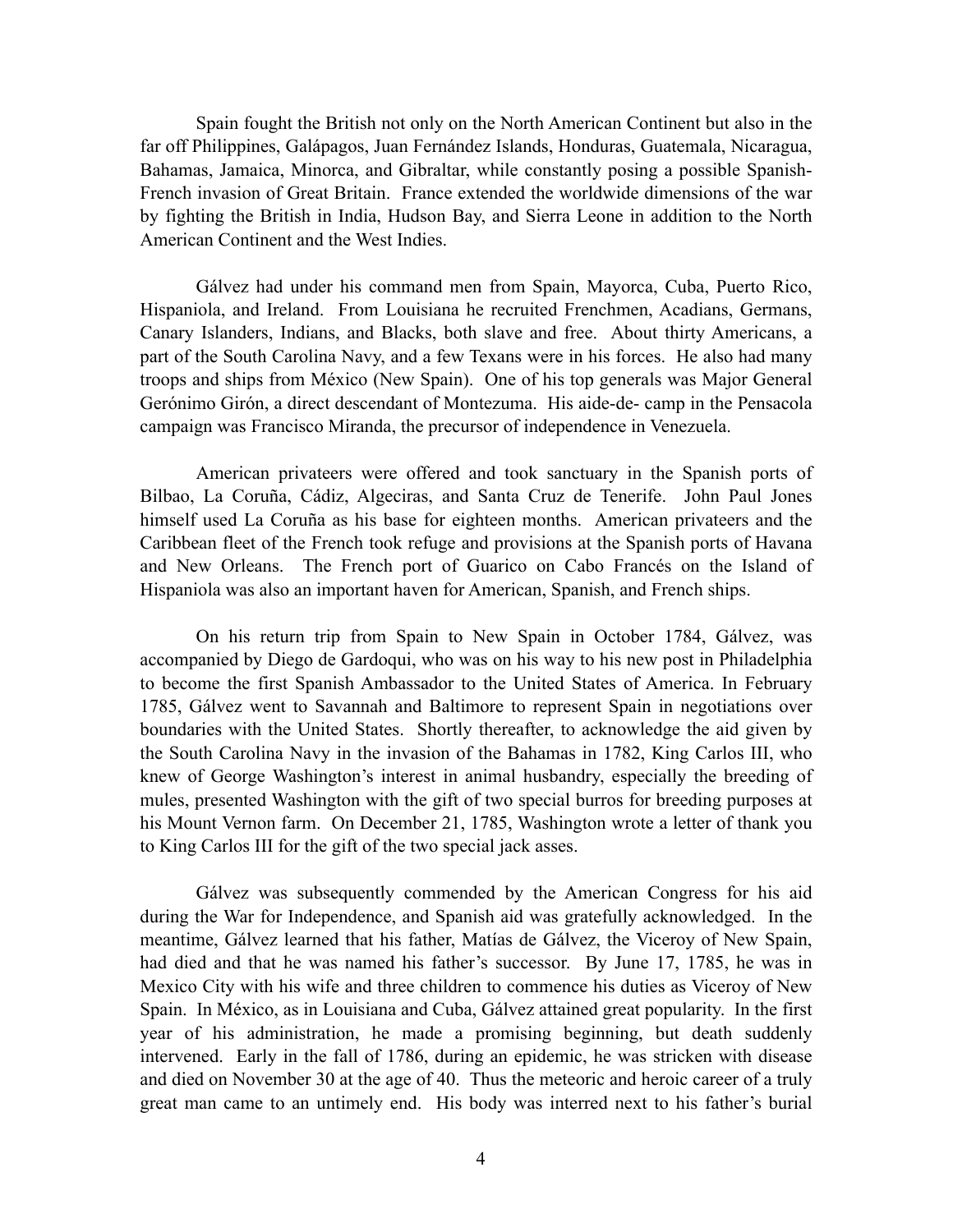Spain fought the British not only on the North American Continent but also in the far off Philippines, Galápagos, Juan Fernández Islands, Honduras, Guatemala, Nicaragua, Bahamas, Jamaica, Minorca, and Gibraltar, while constantly posing a possible Spanish-French invasion of Great Britain. France extended the worldwide dimensions of the war by fighting the British in India, Hudson Bay, and Sierra Leone in addition to the North American Continent and the West Indies.

Gálvez had under his command men from Spain, Mayorca, Cuba, Puerto Rico, Hispaniola, and Ireland. From Louisiana he recruited Frenchmen, Acadians, Germans, Canary Islanders, Indians, and Blacks, both slave and free. About thirty Americans, a part of the South Carolina Navy, and a few Texans were in his forces. He also had many troops and ships from México (New Spain). One of his top generals was Major General Gerónimo Girón, a direct descendant of Montezuma. His aide-de- camp in the Pensacola campaign was Francisco Miranda, the precursor of independence in Venezuela.

American privateers were offered and took sanctuary in the Spanish ports of Bilbao, La Coruña, Cádiz, Algeciras, and Santa Cruz de Tenerife. John Paul Jones himself used La Coruña as his base for eighteen months. American privateers and the Caribbean fleet of the French took refuge and provisions at the Spanish ports of Havana and New Orleans. The French port of Guarico on Cabo Francés on the Island of Hispaniola was also an important haven for American, Spanish, and French ships.

On his return trip from Spain to New Spain in October 1784, Gálvez, was accompanied by Diego de Gardoqui, who was on his way to his new post in Philadelphia to become the first Spanish Ambassador to the United States of America. In February 1785, Gálvez went to Savannah and Baltimore to represent Spain in negotiations over boundaries with the United States. Shortly thereafter, to acknowledge the aid given by the South Carolina Navy in the invasion of the Bahamas in 1782, King Carlos III, who knew of George Washington's interest in animal husbandry, especially the breeding of mules, presented Washington with the gift of two special burros for breeding purposes at his Mount Vernon farm. On December 21, 1785, Washington wrote a letter of thank you to King Carlos III for the gift of the two special jack asses.

Gálvez was subsequently commended by the American Congress for his aid during the War for Independence, and Spanish aid was gratefully acknowledged. In the meantime, Gálvez learned that his father, Matías de Gálvez, the Viceroy of New Spain, had died and that he was named his father's successor. By June 17, 1785, he was in Mexico City with his wife and three children to commence his duties as Viceroy of New Spain. In México, as in Louisiana and Cuba, Gálvez attained great popularity. In the first year of his administration, he made a promising beginning, but death suddenly intervened. Early in the fall of 1786, during an epidemic, he was stricken with disease and died on November 30 at the age of 40. Thus the meteoric and heroic career of a truly great man came to an untimely end. His body was interred next to his father's burial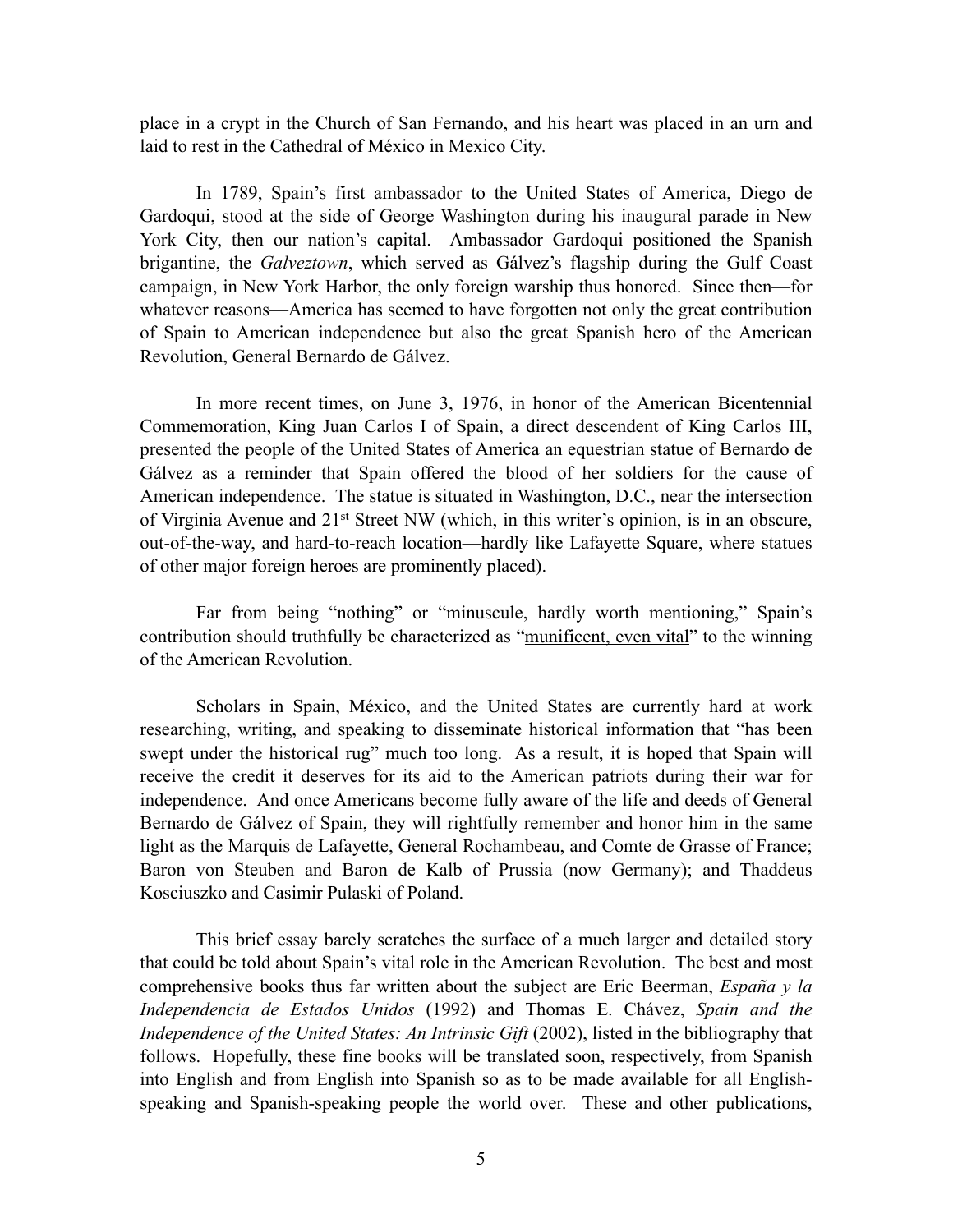place in a crypt in the Church of San Fernando, and his heart was placed in an urn and laid to rest in the Cathedral of México in Mexico City.

In 1789, Spain's first ambassador to the United States of America, Diego de Gardoqui, stood at the side of George Washington during his inaugural parade in New York City, then our nation's capital. Ambassador Gardoqui positioned the Spanish brigantine, the *Galveztown*, which served as Gálvez's flagship during the Gulf Coast campaign, in New York Harbor, the only foreign warship thus honored. Since then—for whatever reasons—America has seemed to have forgotten not only the great contribution of Spain to American independence but also the great Spanish hero of the American Revolution, General Bernardo de Gálvez.

In more recent times, on June 3, 1976, in honor of the American Bicentennial Commemoration, King Juan Carlos I of Spain, a direct descendent of King Carlos III, presented the people of the United States of America an equestrian statue of Bernardo de Gálvez as a reminder that Spain offered the blood of her soldiers for the cause of American independence. The statue is situated in Washington, D.C., near the intersection of Virginia Avenue and 21st Street NW (which, in this writer's opinion, is in an obscure, out-of-the-way, and hard-to-reach location—hardly like Lafayette Square, where statues of other major foreign heroes are prominently placed).

Far from being "nothing" or "minuscule, hardly worth mentioning," Spain's contribution should truthfully be characterized as "munificent, even vital" to the winning of the American Revolution.

Scholars in Spain, México, and the United States are currently hard at work researching, writing, and speaking to disseminate historical information that "has been swept under the historical rug" much too long. As a result, it is hoped that Spain will receive the credit it deserves for its aid to the American patriots during their war for independence. And once Americans become fully aware of the life and deeds of General Bernardo de Gálvez of Spain, they will rightfully remember and honor him in the same light as the Marquis de Lafayette, General Rochambeau, and Comte de Grasse of France; Baron von Steuben and Baron de Kalb of Prussia (now Germany); and Thaddeus Kosciuszko and Casimir Pulaski of Poland.

This brief essay barely scratches the surface of a much larger and detailed story that could be told about Spain's vital role in the American Revolution. The best and most comprehensive books thus far written about the subject are Eric Beerman, *España y la Independencia de Estados Unidos* (1992) and Thomas E. Chávez, *Spain and the Independence of the United States: An Intrinsic Gift* (2002), listed in the bibliography that follows. Hopefully, these fine books will be translated soon, respectively, from Spanish into English and from English into Spanish so as to be made available for all English-speaking and Spanish-speaking people the world over. These and other publications,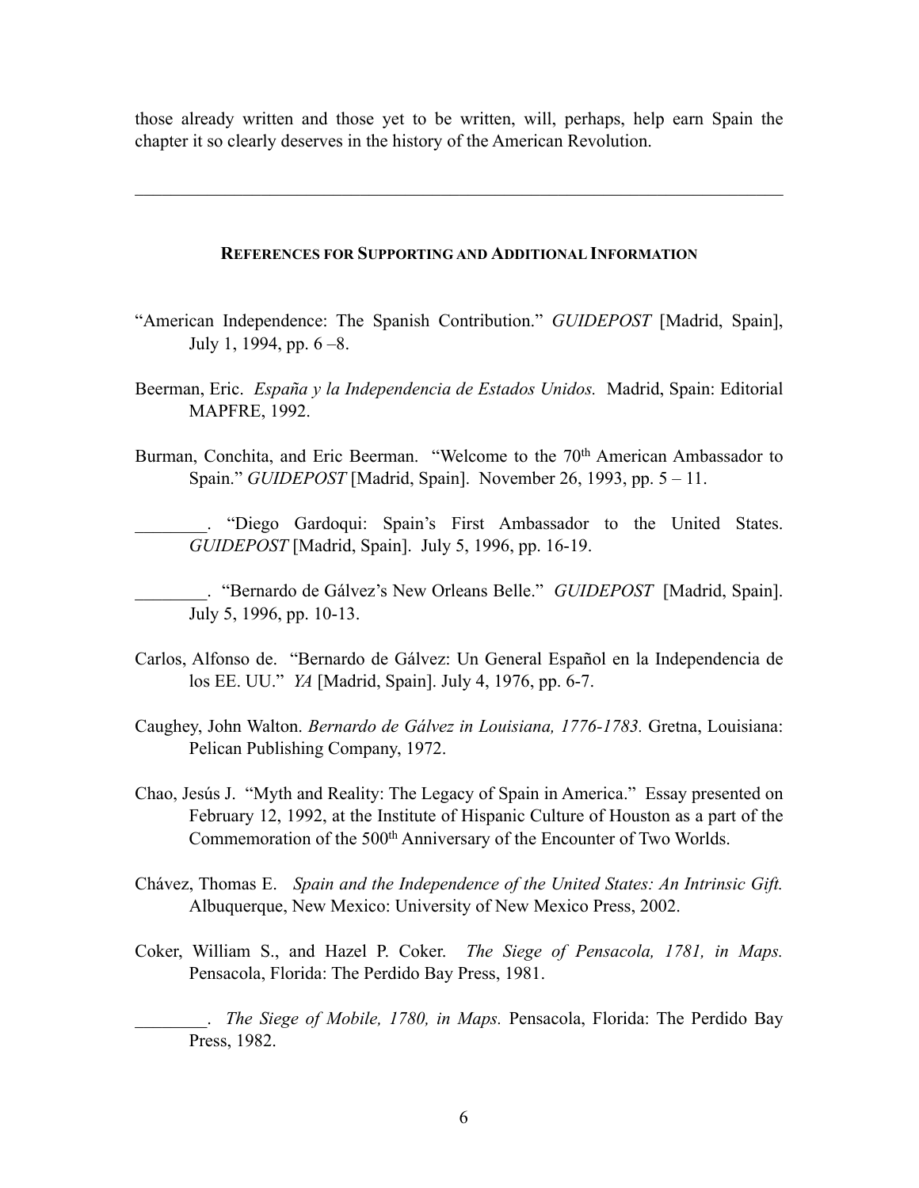those already written and those yet to be written, will, perhaps, help earn Spain the chapter it so clearly deserves in the history of the American Revolution.

---

## References for Supporting and Additional Information

"American Independence: The Spanish Contribution." *GUIDEPOST* [Madrid, Spain], July 1, 1994, pp. 6 –8.

Beerman, Eric. *España y la Independencia de Estados Unidos.* Madrid, Spain: Editorial MAPFRE, 1992.

Burman, Conchita, and Eric Beerman. "Welcome to the 70th American Ambassador to Spain." *GUIDEPOST* [Madrid, Spain]. November 26, 1993, pp. 5 – 11.

________. "Diego Gardoqui: Spain's First Ambassador to the United States. *GUIDEPOST* [Madrid, Spain]. July 5, 1996, pp. 16-19.

________. "Bernardo de Gálvez's New Orleans Belle." *GUIDEPOST* [Madrid, Spain]. July 5, 1996, pp. 10-13.

Carlos, Alfonso de. "Bernardo de Gálvez: Un General Español en la Independencia de los EE. UU." *YA* [Madrid, Spain]. July 4, 1976, pp. 6-7.

Caughey, John Walton. *Bernardo de Gálvez in Louisiana, 1776-1783.* Gretna, Louisiana: Pelican Publishing Company, 1972.

Chao, Jesús J. "Myth and Reality: The Legacy of Spain in America." Essay presented on February 12, 1992, at the Institute of Hispanic Culture of Houston as a part of the Commemoration of the 500th Anniversary of the Encounter of Two Worlds.

Chávez, Thomas E. *Spain and the Independence of the United States: An Intrinsic Gift.* Albuquerque, New Mexico: University of New Mexico Press, 2002.

Coker, William S., and Hazel P. Coker. *The Siege of Pensacola, 1781, in Maps.* Pensacola, Florida: The Perdido Bay Press, 1981.

________. *The Siege of Mobile, 1780, in Maps.* Pensacola, Florida: The Perdido Bay Press, 1982.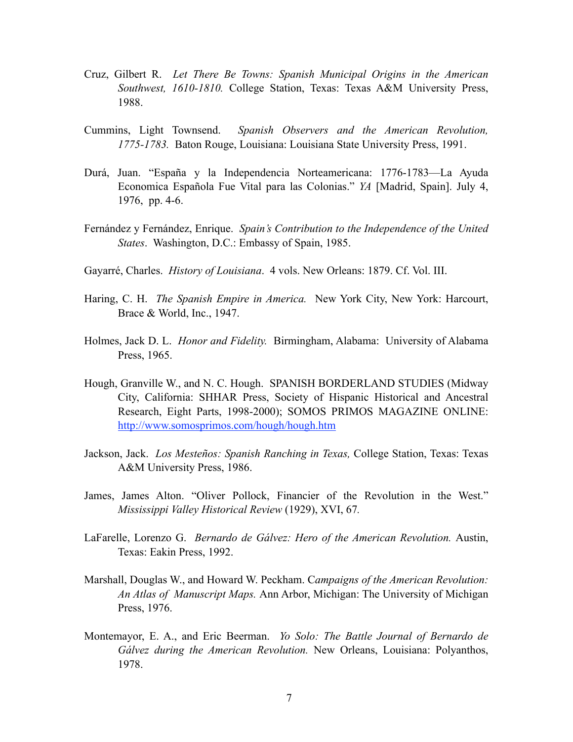Cruz, Gilbert R. *Let There Be Towns: Spanish Municipal Origins in the American Southwest, 1610-1810.* College Station, Texas: Texas A&M University Press, 1988.

Cummins, Light Townsend. *Spanish Observers and the American Revolution, 1775-1783.* Baton Rouge, Louisiana: Louisiana State University Press, 1991.

Durá, Juan. "España y la Independencia Norteamericana: 1776-1783—La Ayuda Economica Española Fue Vital para las Colonias." *YA* [Madrid, Spain]. July 4, 1976, pp. 4-6.

Fernández y Fernández, Enrique. *Spain's Contribution to the Independence of the United States*. Washington, D.C.: Embassy of Spain, 1985.

Gayarré, Charles. *History of Louisiana*. 4 vols. New Orleans: 1879. Cf. Vol. III.

Haring, C. H. *The Spanish Empire in America.* New York City, New York: Harcourt, Brace & World, Inc., 1947.

Holmes, Jack D. L. *Honor and Fidelity.* Birmingham, Alabama: University of Alabama Press, 1965.

Hough, Granville W., and N. C. Hough. SPANISH BORDERLAND STUDIES (Midway City, California: SHHAR Press, Society of Hispanic Historical and Ancestral Research, Eight Parts, 1998-2000); SOMOS PRIMOS MAGAZINE ONLINE: http://www.somosprimos.com/hough/hough.htm

Jackson, Jack. *Los Mesteños: Spanish Ranching in Texas,* College Station, Texas: Texas A&M University Press, 1986.

James, James Alton. "Oliver Pollock, Financier of the Revolution in the West." *Mississippi Valley Historical Review* (1929), XVI, 67.

LaFarelle, Lorenzo G. *Bernardo de Gálvez: Hero of the American Revolution.* Austin, Texas: Eakin Press, 1992.

Marshall, Douglas W., and Howard W. Peckham. C*ampaigns of the American Revolution: An Atlas of Manuscript Maps.* Ann Arbor, Michigan: The University of Michigan Press, 1976.

Montemayor, E. A., and Eric Beerman. *Yo Solo: The Battle Journal of Bernardo de Gálvez during the American Revolution.* New Orleans, Louisiana: Polyanthos, 1978.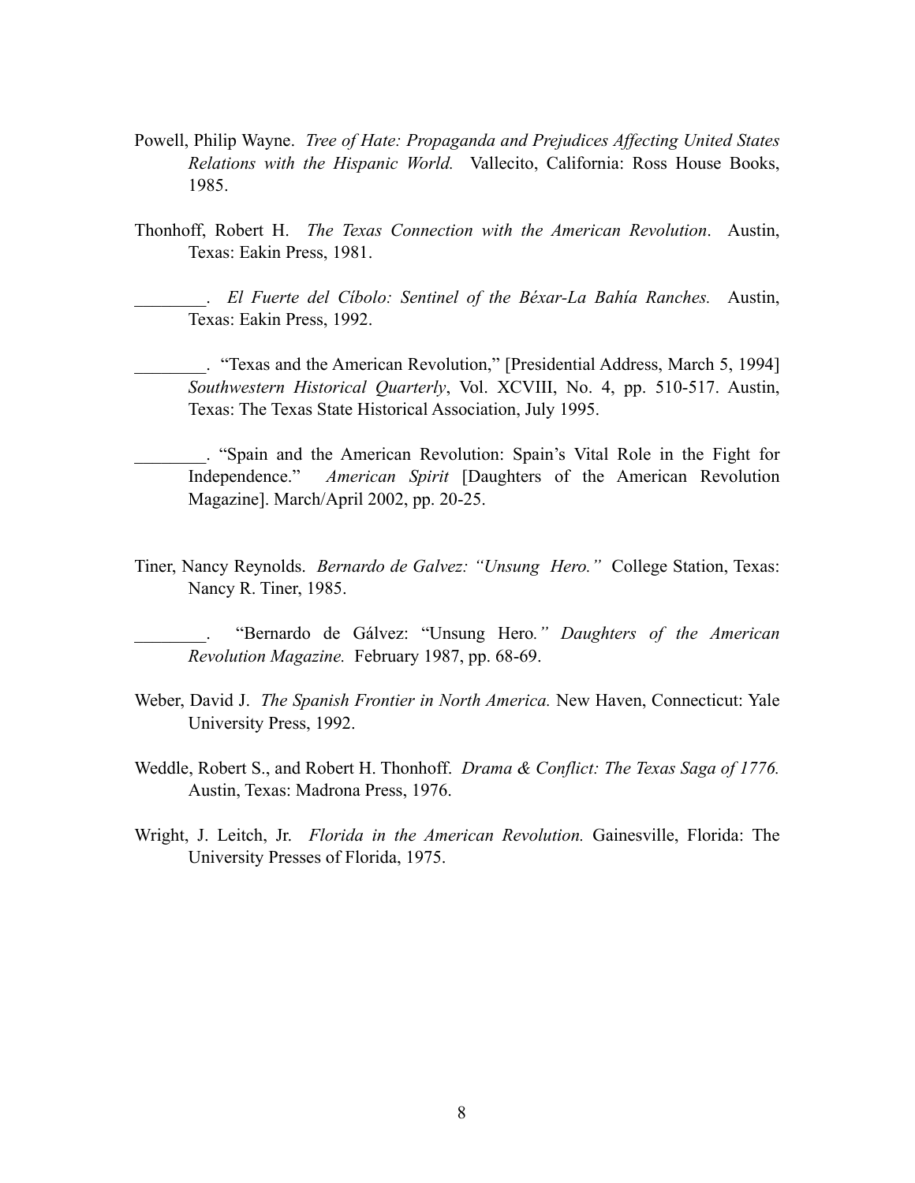Powell, Philip Wayne. *Tree of Hate: Propaganda and Prejudices Affecting United States Relations with the Hispanic World.* Vallecito, California: Ross House Books, 1985.

Thonhoff, Robert H. *The Texas Connection with the American Revolution*. Austin, Texas: Eakin Press, 1981.

________. *El Fuerte del Cíbolo: Sentinel of the Béxar-La Bahía Ranches.* Austin, Texas: Eakin Press, 1992.

________. "Texas and the American Revolution," [Presidential Address, March 5, 1994] *Southwestern Historical Quarterly*, Vol. XCVIII, No. 4, pp. 510-517. Austin, Texas: The Texas State Historical Association, July 1995.

________. "Spain and the American Revolution: Spain's Vital Role in the Fight for Independence." *American Spirit* [Daughters of the American Revolution Magazine]. March/April 2002, pp. 20-25.

Tiner, Nancy Reynolds. *Bernardo de Galvez: "Unsung Hero."* College Station, Texas: Nancy R. Tiner, 1985.

________. "Bernardo de Gálvez: "Unsung Hero*." Daughters of the American Revolution Magazine.* February 1987, pp. 68-69.

Weber, David J. *The Spanish Frontier in North America.* New Haven, Connecticut: Yale University Press, 1992.

Weddle, Robert S., and Robert H. Thonhoff. *Drama & Conflict: The Texas Saga of 1776.* Austin, Texas: Madrona Press, 1976.

Wright, J. Leitch, Jr. *Florida in the American Revolution.* Gainesville, Florida: The University Presses of Florida, 1975.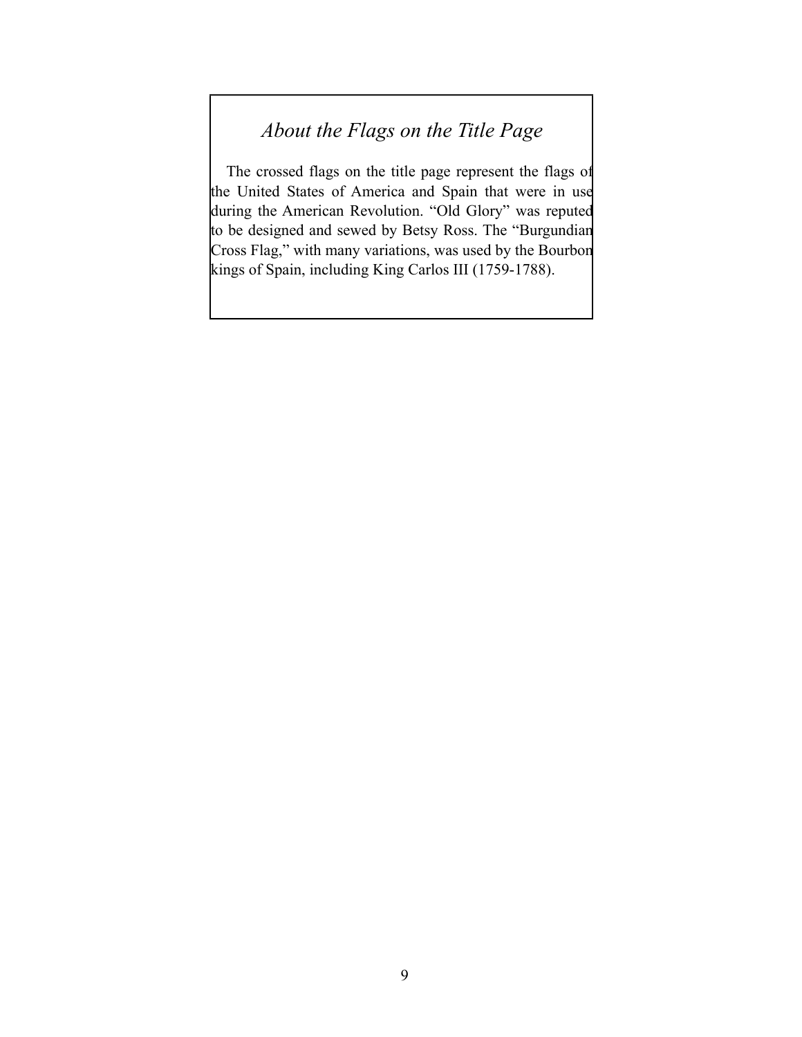## *About the Flags on the Title Page*

The crossed flags on the title page represent the flags of the United States of America and Spain that were in use during the American Revolution. “Old Glory” was reputed to be designed and sewed by Betsy Ross. The “Burgundian Cross Flag,” with many variations, was used by the Bourbon kings of Spain, including King Carlos III (1759-1788).